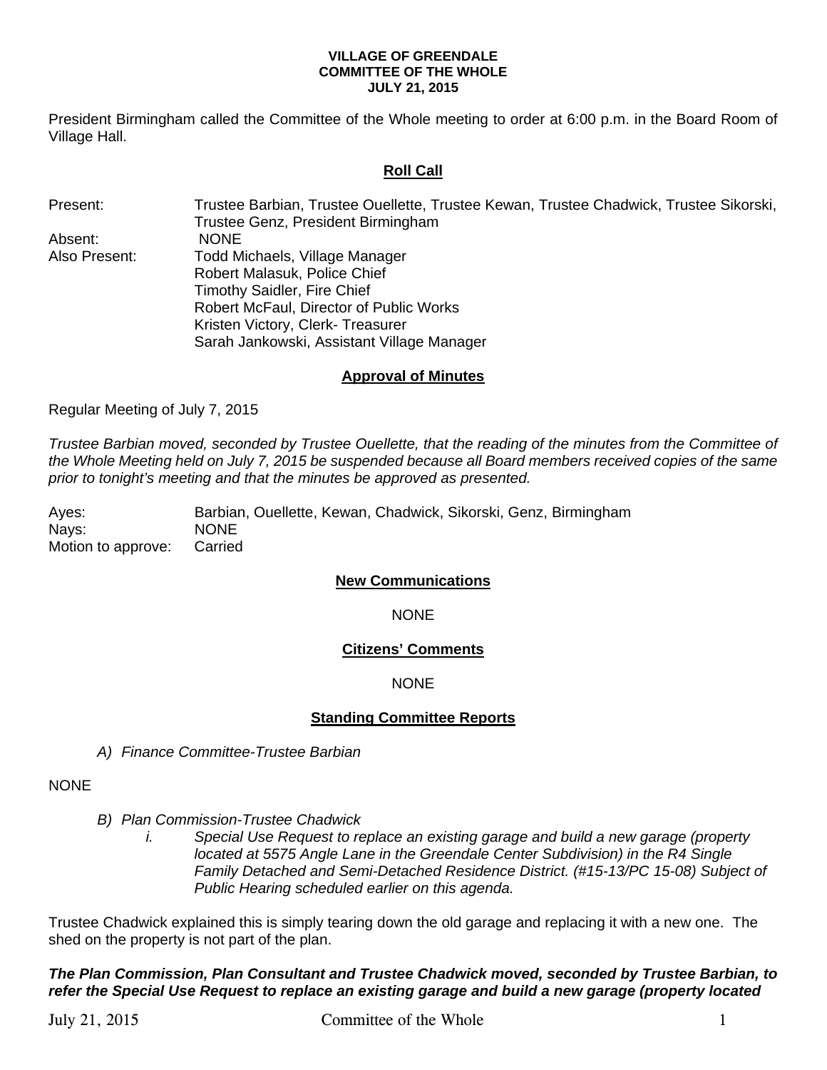**VILLAGE OF GREENDALE**
**COMMITTEE OF THE WHOLE**
**JULY 21, 2015**

President Birmingham called the Committee of the Whole meeting to order at 6:00 p.m. in the Board Room of Village Hall.

## Roll Call

| | |
|---|---|
| Present: | Trustee Barbian, Trustee Ouellette, Trustee Kewan, Trustee Chadwick, Trustee Sikorski, Trustee Genz, President Birmingham |
| Absent: | NONE |
| Also Present: | Todd Michaels, Village Manager<br>Robert Malasuk, Police Chief<br>Timothy Saidler, Fire Chief<br>Robert McFaul, Director of Public Works<br>Kristen Victory, Clerk- Treasurer<br>Sarah Jankowski, Assistant Village Manager |

## Approval of Minutes

Regular Meeting of July 7, 2015

*Trustee Barbian moved, seconded by Trustee Ouellette, that the reading of the minutes from the Committee of the Whole Meeting held on July 7, 2015 be suspended because all Board members received copies of the same prior to tonight's meeting and that the minutes be approved as presented.*

| | |
|---|---|
| Ayes: | Barbian, Ouellette, Kewan, Chadwick, Sikorski, Genz, Birmingham |
| Nays: | NONE |
| Motion to approve: | Carried |

## New Communications

NONE

## Citizens' Comments

NONE

## Standing Committee Reports

*A) Finance Committee-Trustee Barbian*

NONE

*B) Plan Commission-Trustee Chadwick*

*i. Special Use Request to replace an existing garage and build a new garage (property located at 5575 Angle Lane in the Greendale Center Subdivision) in the R4 Single Family Detached and Semi-Detached Residence District. (#15-13/PC 15-08) Subject of Public Hearing scheduled earlier on this agenda.*

Trustee Chadwick explained this is simply tearing down the old garage and replacing it with a new one. The shed on the property is not part of the plan.

***The Plan Commission, Plan Consultant and Trustee Chadwick moved, seconded by Trustee Barbian, to refer the Special Use Request to replace an existing garage and build a new garage (property located***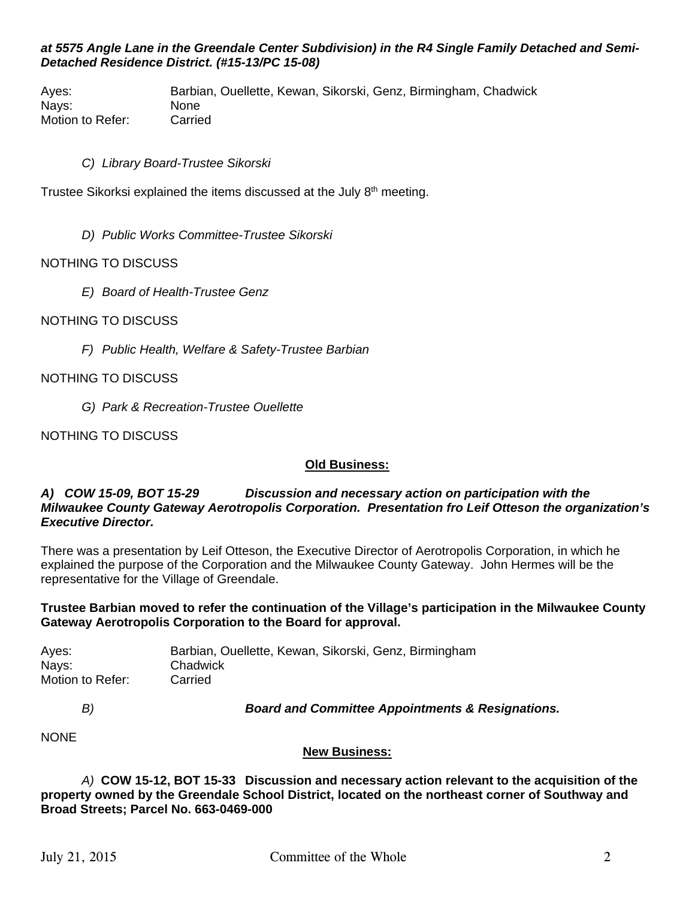***at 5575 Angle Lane in the Greendale Center Subdivision) in the R4 Single Family Detached and Semi-Detached Residence District. (#15-13/PC 15-08)***

| | |
|---|---|
| Ayes: | Barbian, Ouellette, Kewan, Sikorski, Genz, Birmingham, Chadwick |
| Nays: | None |
| Motion to Refer: | Carried |

*C) Library Board-Trustee Sikorski*

Trustee Sikorksi explained the items discussed at the July 8th meeting.

*D) Public Works Committee-Trustee Sikorski*

NOTHING TO DISCUSS

*E) Board of Health-Trustee Genz*

NOTHING TO DISCUSS

*F) Public Health, Welfare & Safety-Trustee Barbian*

NOTHING TO DISCUSS

*G) Park & Recreation-Trustee Ouellette*

NOTHING TO DISCUSS

**Old Business:**

***A) COW 15-09, BOT 15-29 Discussion and necessary action on participation with the Milwaukee County Gateway Aerotropolis Corporation. Presentation fro Leif Otteson the organization's Executive Director.***

There was a presentation by Leif Otteson, the Executive Director of Aerotropolis Corporation, in which he explained the purpose of the Corporation and the Milwaukee County Gateway. John Hermes will be the representative for the Village of Greendale.

**Trustee Barbian moved to refer the continuation of the Village's participation in the Milwaukee County Gateway Aerotropolis Corporation to the Board for approval.**

| | |
|---|---|
| Ayes: | Barbian, Ouellette, Kewan, Sikorski, Genz, Birmingham |
| Nays: | Chadwick |
| Motion to Refer: | Carried |

*B)* ***Board and Committee Appointments & Resignations.***

NONE

**New Business:**

*A)* **COW 15-12, BOT 15-33 Discussion and necessary action relevant to the acquisition of the property owned by the Greendale School District, located on the northeast corner of Southway and Broad Streets; Parcel No. 663-0469-000**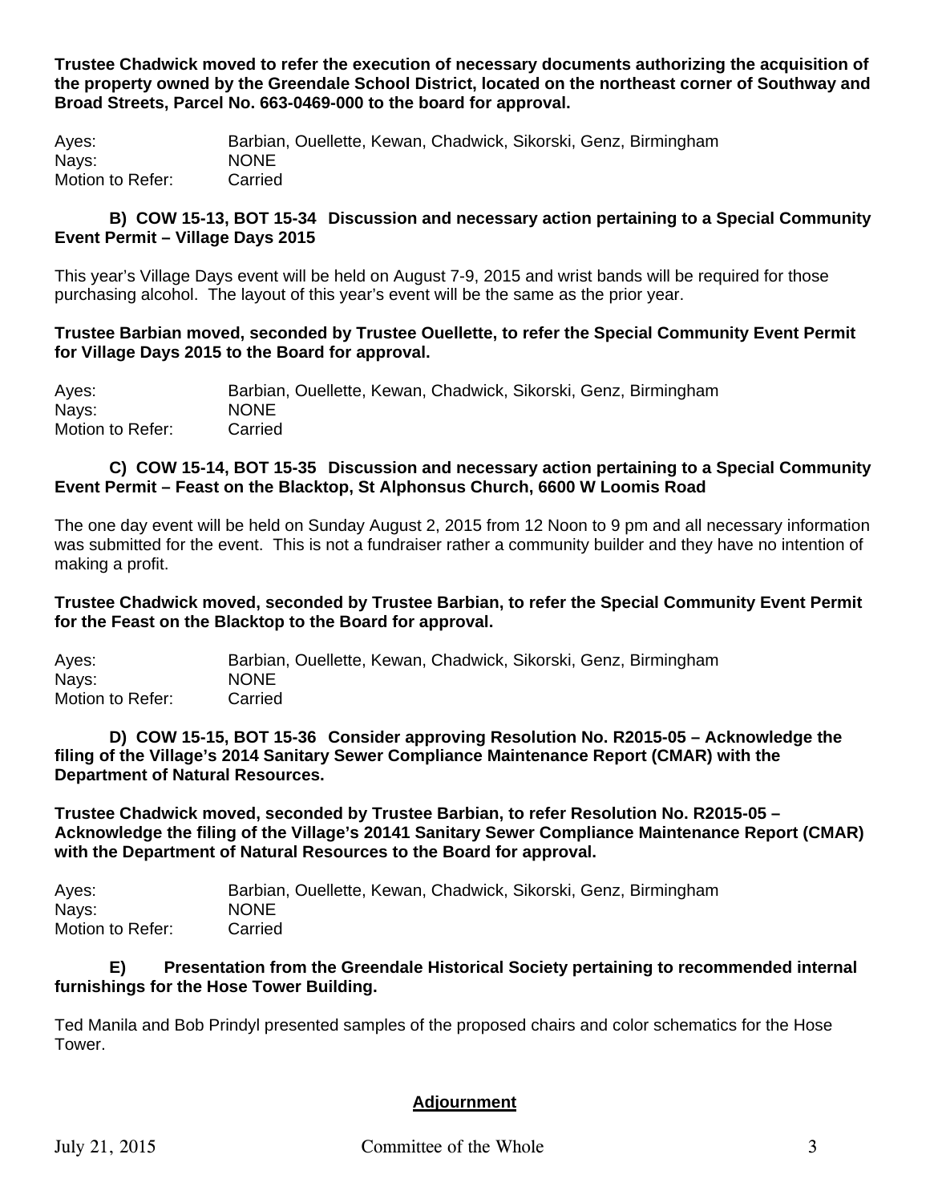**Trustee Chadwick moved to refer the execution of necessary documents authorizing the acquisition of the property owned by the Greendale School District, located on the northeast corner of Southway and Broad Streets, Parcel No. 663-0469-000 to the board for approval.**

Ayes: Barbian, Ouellette, Kewan, Chadwick, Sikorski, Genz, Birmingham
Nays: NONE
Motion to Refer: Carried

**B) COW 15-13, BOT 15-34 Discussion and necessary action pertaining to a Special Community Event Permit – Village Days 2015**

This year's Village Days event will be held on August 7-9, 2015 and wrist bands will be required for those purchasing alcohol. The layout of this year's event will be the same as the prior year.

**Trustee Barbian moved, seconded by Trustee Ouellette, to refer the Special Community Event Permit for Village Days 2015 to the Board for approval.**

Ayes: Barbian, Ouellette, Kewan, Chadwick, Sikorski, Genz, Birmingham
Nays: NONE
Motion to Refer: Carried

**C) COW 15-14, BOT 15-35 Discussion and necessary action pertaining to a Special Community Event Permit – Feast on the Blacktop, St Alphonsus Church, 6600 W Loomis Road**

The one day event will be held on Sunday August 2, 2015 from 12 Noon to 9 pm and all necessary information was submitted for the event. This is not a fundraiser rather a community builder and they have no intention of making a profit.

**Trustee Chadwick moved, seconded by Trustee Barbian, to refer the Special Community Event Permit for the Feast on the Blacktop to the Board for approval.**

Ayes: Barbian, Ouellette, Kewan, Chadwick, Sikorski, Genz, Birmingham
Nays: NONE
Motion to Refer: Carried

**D) COW 15-15, BOT 15-36 Consider approving Resolution No. R2015-05 – Acknowledge the filing of the Village's 2014 Sanitary Sewer Compliance Maintenance Report (CMAR) with the Department of Natural Resources.**

**Trustee Chadwick moved, seconded by Trustee Barbian, to refer Resolution No. R2015-05 – Acknowledge the filing of the Village's 20141 Sanitary Sewer Compliance Maintenance Report (CMAR) with the Department of Natural Resources to the Board for approval.**

Ayes: Barbian, Ouellette, Kewan, Chadwick, Sikorski, Genz, Birmingham
Nays: NONE
Motion to Refer: Carried

**E) Presentation from the Greendale Historical Society pertaining to recommended internal furnishings for the Hose Tower Building.**

Ted Manila and Bob Prindyl presented samples of the proposed chairs and color schematics for the Hose Tower.

## Adjournment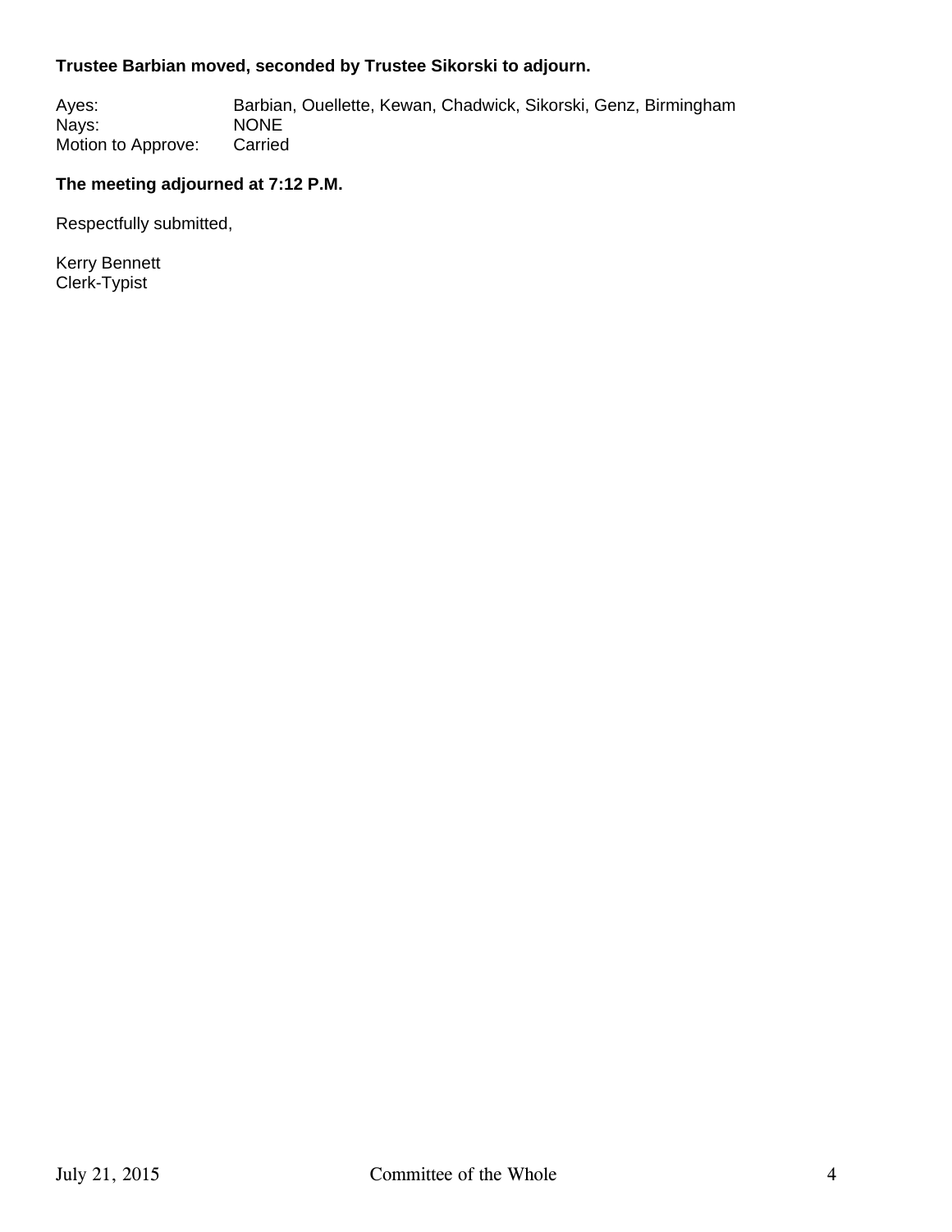**Trustee Barbian moved, seconded by Trustee Sikorski to adjourn.**

| | |
|---|---|
| Ayes: | Barbian, Ouellette, Kewan, Chadwick, Sikorski, Genz, Birmingham |
| Nays: | NONE |
| Motion to Approve: | Carried |

**The meeting adjourned at 7:12 P.M.**

Respectfully submitted,

Kerry Bennett
Clerk-Typist